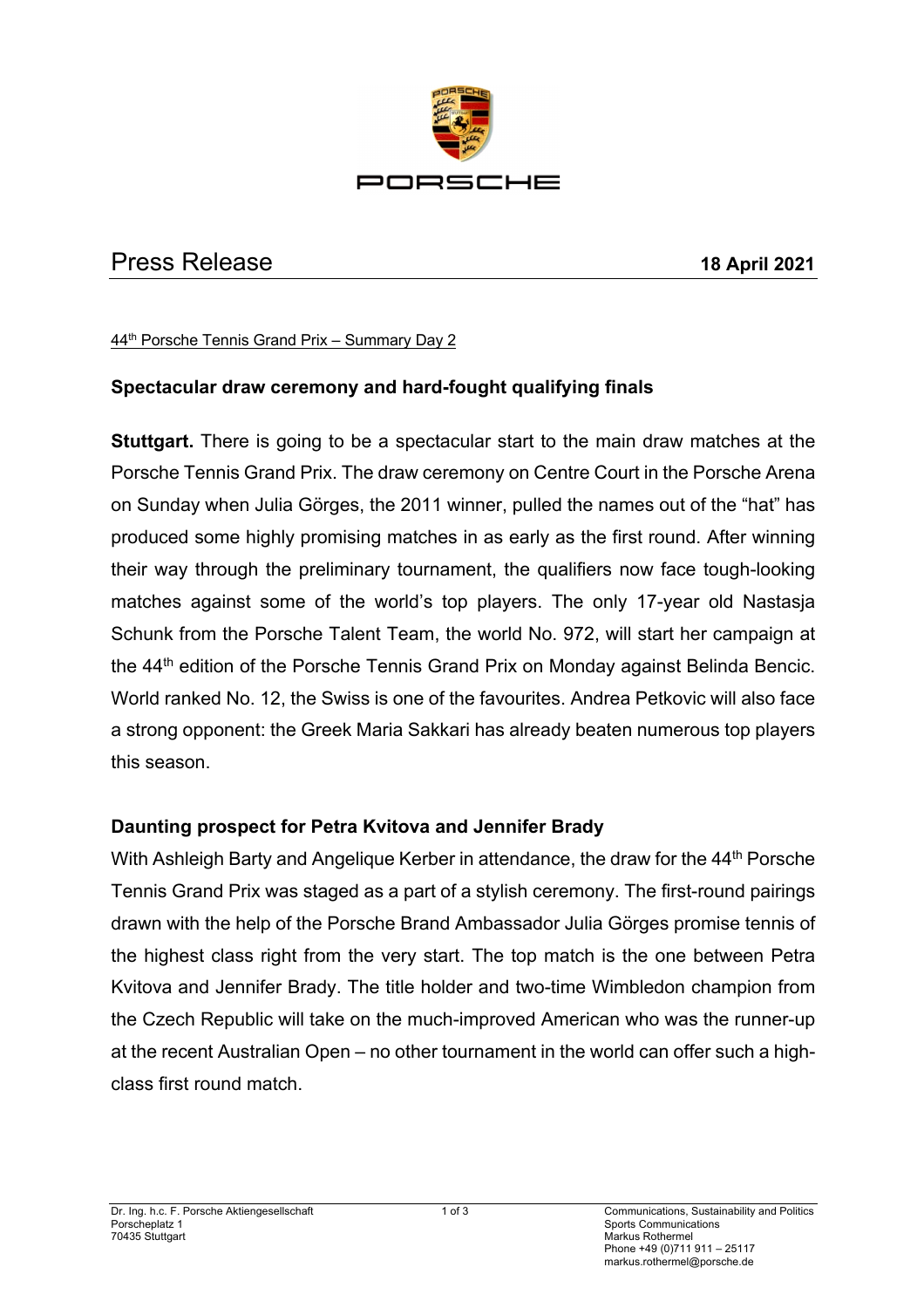# Press Release

**18 April 2021**

44th Porsche Tennis Grand Prix – Summary Day 2

## Spectacular draw ceremony and hard-fought qualifying finals

**Stuttgart.** There is going to be a spectacular start to the main draw matches at the Porsche Tennis Grand Prix. The draw ceremony on Centre Court in the Porsche Arena on Sunday when Julia Görges, the 2011 winner, pulled the names out of the "hat" has produced some highly promising matches in as early as the first round. After winning their way through the preliminary tournament, the qualifiers now face tough-looking matches against some of the world's top players. The only 17-year old Nastasja Schunk from the Porsche Talent Team, the world No. 972, will start her campaign at the 44th edition of the Porsche Tennis Grand Prix on Monday against Belinda Bencic. World ranked No. 12, the Swiss is one of the favourites. Andrea Petkovic will also face a strong opponent: the Greek Maria Sakkari has already beaten numerous top players this season.

## Daunting prospect for Petra Kvitova and Jennifer Brady

With Ashleigh Barty and Angelique Kerber in attendance, the draw for the 44th Porsche Tennis Grand Prix was staged as a part of a stylish ceremony. The first-round pairings drawn with the help of the Porsche Brand Ambassador Julia Görges promise tennis of the highest class right from the very start. The top match is the one between Petra Kvitova and Jennifer Brady. The title holder and two-time Wimbledon champion from the Czech Republic will take on the much-improved American who was the runner-up at the recent Australian Open – no other tournament in the world can offer such a high-class first round match.

Dr. Ing. h.c. F. Porsche Aktiengesellschaft
Porscheplatz 1
70435 Stuttgart

Communications, Sustainability and Politics
Sports Communications
Markus Rothermel
Phone +49 (0)711 911 – 25117
markus.rothermel@porsche.de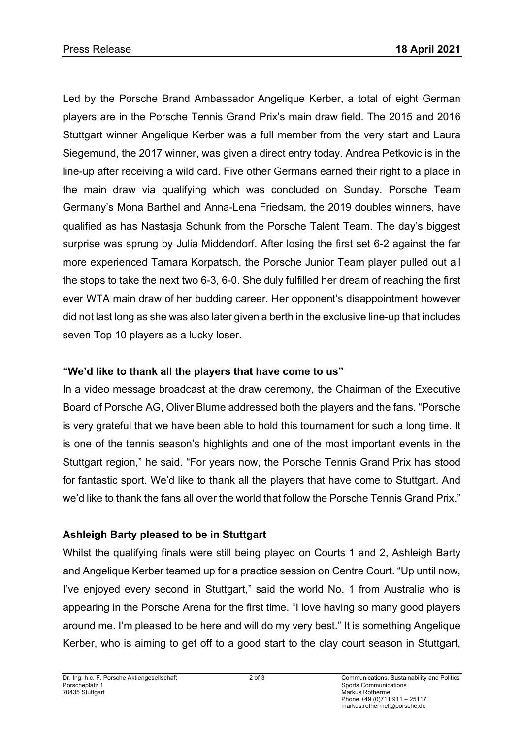Led by the Porsche Brand Ambassador Angelique Kerber, a total of eight German players are in the Porsche Tennis Grand Prix's main draw field. The 2015 and 2016 Stuttgart winner Angelique Kerber was a full member from the very start and Laura Siegemund, the 2017 winner, was given a direct entry today. Andrea Petkovic is in the line-up after receiving a wild card. Five other Germans earned their right to a place in the main draw via qualifying which was concluded on Sunday. Porsche Team Germany's Mona Barthel and Anna-Lena Friedsam, the 2019 doubles winners, have qualified as has Nastasja Schunk from the Porsche Talent Team. The day's biggest surprise was sprung by Julia Middendorf. After losing the first set 6-2 against the far more experienced Tamara Korpatsch, the Porsche Junior Team player pulled out all the stops to take the next two 6-3, 6-0. She duly fulfilled her dream of reaching the first ever WTA main draw of her budding career. Her opponent's disappointment however did not last long as she was also later given a berth in the exclusive line-up that includes seven Top 10 players as a lucky loser.

**"We'd like to thank all the players that have come to us"**

In a video message broadcast at the draw ceremony, the Chairman of the Executive Board of Porsche AG, Oliver Blume addressed both the players and the fans. "Porsche is very grateful that we have been able to hold this tournament for such a long time. It is one of the tennis season's highlights and one of the most important events in the Stuttgart region," he said. "For years now, the Porsche Tennis Grand Prix has stood for fantastic sport. We'd like to thank all the players that have come to Stuttgart. And we'd like to thank the fans all over the world that follow the Porsche Tennis Grand Prix."

**Ashleigh Barty pleased to be in Stuttgart**

Whilst the qualifying finals were still being played on Courts 1 and 2, Ashleigh Barty and Angelique Kerber teamed up for a practice session on Centre Court. "Up until now, I've enjoyed every second in Stuttgart," said the world No. 1 from Australia who is appearing in the Porsche Arena for the first time. "I love having so many good players around me. I'm pleased to be here and will do my very best." It is something Angelique Kerber, who is aiming to get off to a good start to the clay court season in Stuttgart,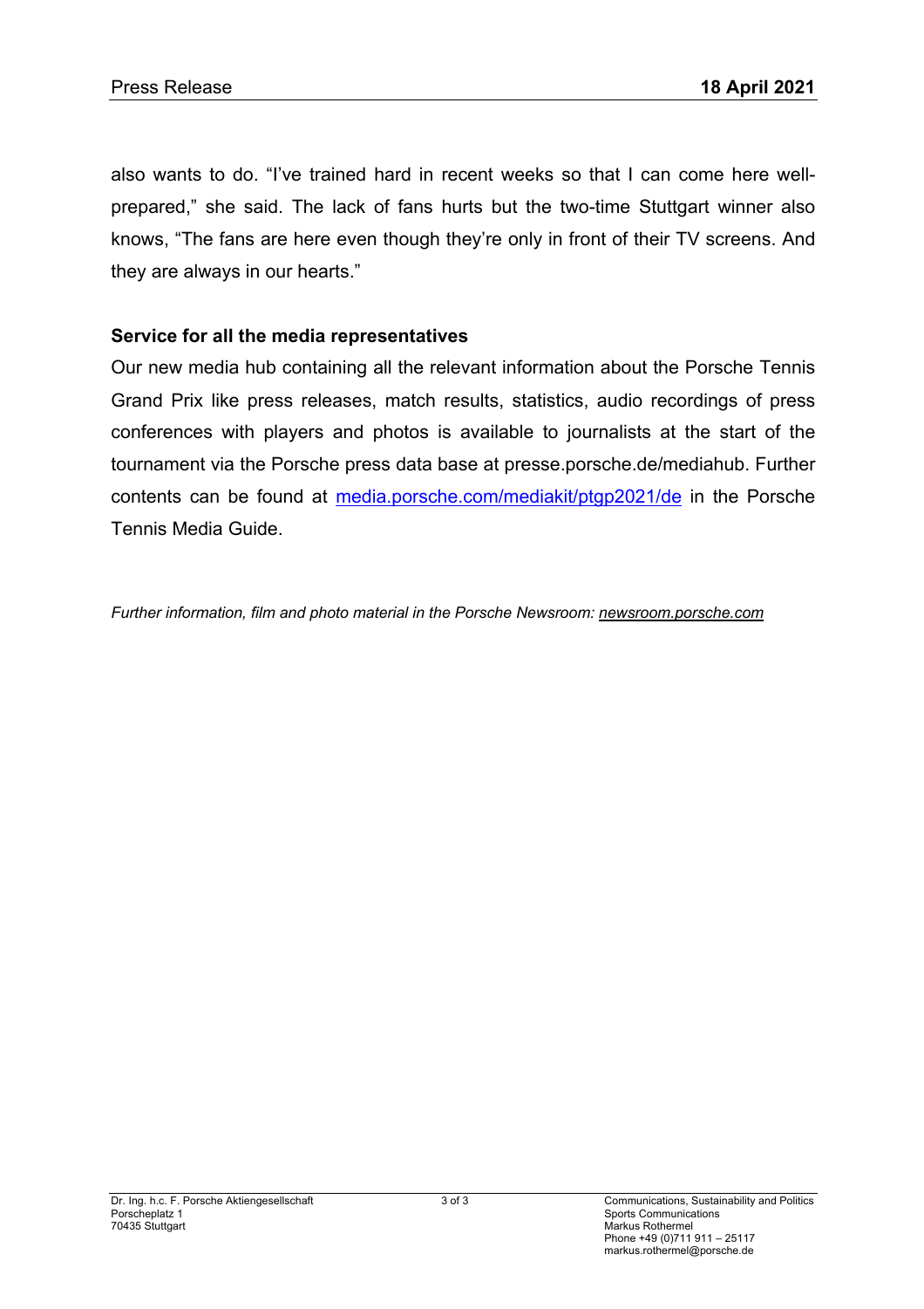also wants to do. “I’ve trained hard in recent weeks so that I can come here well-prepared,” she said. The lack of fans hurts but the two-time Stuttgart winner also knows, “The fans are here even though they’re only in front of their TV screens. And they are always in our hearts.”

**Service for all the media representatives**

Our new media hub containing all the relevant information about the Porsche Tennis Grand Prix like press releases, match results, statistics, audio recordings of press conferences with players and photos is available to journalists at the start of the tournament via the Porsche press data base at presse.porsche.de/mediahub. Further contents can be found at media.porsche.com/mediakit/ptgp2021/de in the Porsche Tennis Media Guide.

*Further information, film and photo material in the Porsche Newsroom: newsroom.porsche.com*